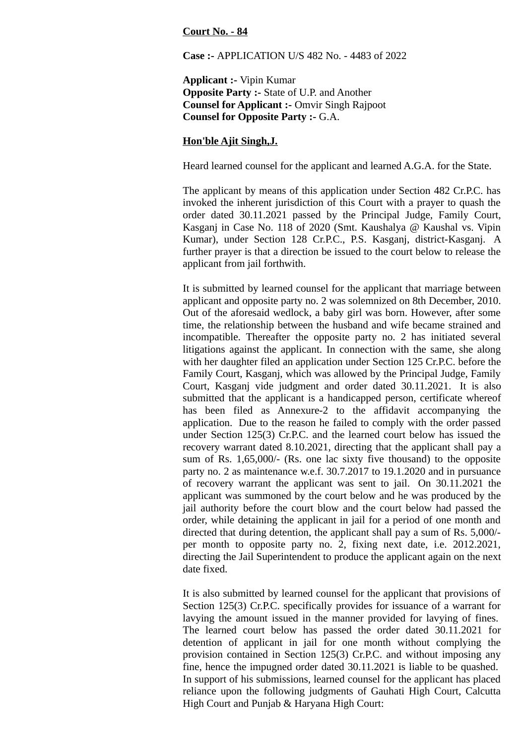**Court No. - 84**

**Case :-** APPLICATION U/S 482 No. - 4483 of 2022

**Applicant :-** Vipin Kumar
**Opposite Party :-** State of U.P. and Another
**Counsel for Applicant :-** Omvir Singh Rajpoot
**Counsel for Opposite Party :-** G.A.

**Hon'ble Ajit Singh,J.**

Heard learned counsel for the applicant and learned A.G.A. for the State.

The applicant by means of this application under Section 482 Cr.P.C. has invoked the inherent jurisdiction of this Court with a prayer to quash the order dated 30.11.2021 passed by the Principal Judge, Family Court, Kasganj in Case No. 118 of 2020 (Smt. Kaushalya @ Kaushal vs. Vipin Kumar), under Section 128 Cr.P.C., P.S. Kasganj, district-Kasganj. A further prayer is that a direction be issued to the court below to release the applicant from jail forthwith.

It is submitted by learned counsel for the applicant that marriage between applicant and opposite party no. 2 was solemnized on 8th December, 2010. Out of the aforesaid wedlock, a baby girl was born. However, after some time, the relationship between the husband and wife became strained and incompatible. Thereafter the opposite party no. 2 has initiated several litigations against the applicant. In connection with the same, she along with her daughter filed an application under Section 125 Cr.P.C. before the Family Court, Kasganj, which was allowed by the Principal Judge, Family Court, Kasganj vide judgment and order dated 30.11.2021. It is also submitted that the applicant is a handicapped person, certificate whereof has been filed as Annexure-2 to the affidavit accompanying the application. Due to the reason he failed to comply with the order passed under Section 125(3) Cr.P.C. and the learned court below has issued the recovery warrant dated 8.10.2021, directing that the applicant shall pay a sum of Rs. 1,65,000/- (Rs. one lac sixty five thousand) to the opposite party no. 2 as maintenance w.e.f. 30.7.2017 to 19.1.2020 and in pursuance of recovery warrant the applicant was sent to jail. On 30.11.2021 the applicant was summoned by the court below and he was produced by the jail authority before the court blow and the court below had passed the order, while detaining the applicant in jail for a period of one month and directed that during detention, the applicant shall pay a sum of Rs. 5,000/- per month to opposite party no. 2, fixing next date, i.e. 2012.2021, directing the Jail Superintendent to produce the applicant again on the next date fixed.

It is also submitted by learned counsel for the applicant that provisions of Section 125(3) Cr.P.C. specifically provides for issuance of a warrant for lavying the amount issued in the manner provided for lavying of fines. The learned court below has passed the order dated 30.11.2021 for detention of applicant in jail for one month without complying the provision contained in Section 125(3) Cr.P.C. and without imposing any fine, hence the impugned order dated 30.11.2021 is liable to be quashed. In support of his submissions, learned counsel for the applicant has placed reliance upon the following judgments of Gauhati High Court, Calcutta High Court and Punjab & Haryana High Court: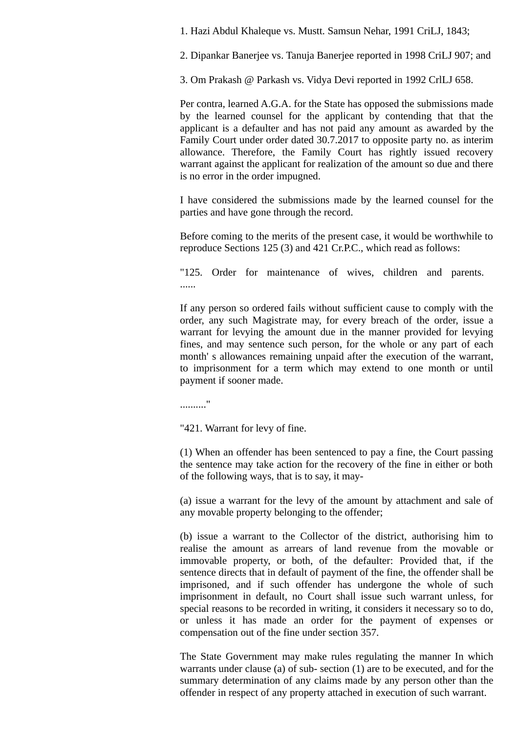1. Hazi Abdul Khaleque vs. Mustt. Samsun Nehar, 1991 CriLJ, 1843;

2. Dipankar Banerjee vs. Tanuja Banerjee reported in 1998 CriLJ 907; and

3. Om Prakash @ Parkash vs. Vidya Devi reported in 1992 CrlLJ 658.

Per contra, learned A.G.A. for the State has opposed the submissions made by the learned counsel for the applicant by contending that that the applicant is a defaulter and has not paid any amount as awarded by the Family Court under order dated 30.7.2017 to opposite party no. as interim allowance. Therefore, the Family Court has rightly issued recovery warrant against the applicant for realization of the amount so due and there is no error in the order impugned.

I have considered the submissions made by the learned counsel for the parties and have gone through the record.

Before coming to the merits of the present case, it would be worthwhile to reproduce Sections 125 (3) and 421 Cr.P.C., which read as follows:

"125. Order for maintenance of wives, children and parents. ......

If any person so ordered fails without sufficient cause to comply with the order, any such Magistrate may, for every breach of the order, issue a warrant for levying the amount due in the manner provided for levying fines, and may sentence such person, for the whole or any part of each month' s allowances remaining unpaid after the execution of the warrant, to imprisonment for a term which may extend to one month or until payment if sooner made.

.........."

"421. Warrant for levy of fine.

(1) When an offender has been sentenced to pay a fine, the Court passing the sentence may take action for the recovery of the fine in either or both of the following ways, that is to say, it may-

(a) issue a warrant for the levy of the amount by attachment and sale of any movable property belonging to the offender;

(b) issue a warrant to the Collector of the district, authorising him to realise the amount as arrears of land revenue from the movable or immovable property, or both, of the defaulter: Provided that, if the sentence directs that in default of payment of the fine, the offender shall be imprisoned, and if such offender has undergone the whole of such imprisonment in default, no Court shall issue such warrant unless, for special reasons to be recorded in writing, it considers it necessary so to do, or unless it has made an order for the payment of expenses or compensation out of the fine under section 357.

The State Government may make rules regulating the manner In which warrants under clause (a) of sub- section (1) are to be executed, and for the summary determination of any claims made by any person other than the offender in respect of any property attached in execution of such warrant.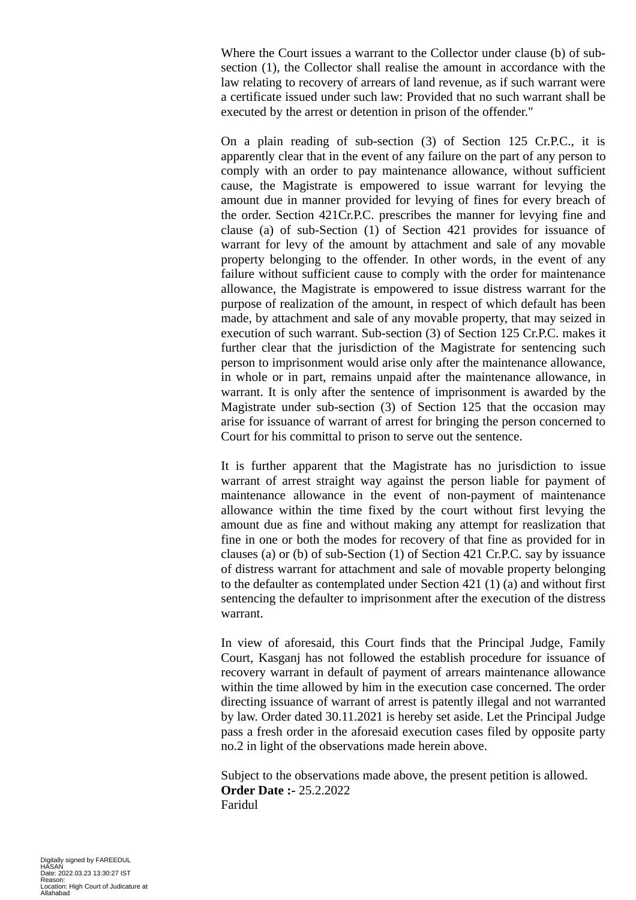Where the Court issues a warrant to the Collector under clause (b) of sub-section (1), the Collector shall realise the amount in accordance with the law relating to recovery of arrears of land revenue, as if such warrant were a certificate issued under such law: Provided that no such warrant shall be executed by the arrest or detention in prison of the offender."

On a plain reading of sub-section (3) of Section 125 Cr.P.C., it is apparently clear that in the event of any failure on the part of any person to comply with an order to pay maintenance allowance, without sufficient cause, the Magistrate is empowered to issue warrant for levying the amount due in manner provided for levying of fines for every breach of the order. Section 421Cr.P.C. prescribes the manner for levying fine and clause (a) of sub-Section (1) of Section 421 provides for issuance of warrant for levy of the amount by attachment and sale of any movable property belonging to the offender. In other words, in the event of any failure without sufficient cause to comply with the order for maintenance allowance, the Magistrate is empowered to issue distress warrant for the purpose of realization of the amount, in respect of which default has been made, by attachment and sale of any movable property, that may seized in execution of such warrant. Sub-section (3) of Section 125 Cr.P.C. makes it further clear that the jurisdiction of the Magistrate for sentencing such person to imprisonment would arise only after the maintenance allowance, in whole or in part, remains unpaid after the maintenance allowance, in warrant. It is only after the sentence of imprisonment is awarded by the Magistrate under sub-section (3) of Section 125 that the occasion may arise for issuance of warrant of arrest for bringing the person concerned to Court for his committal to prison to serve out the sentence.

It is further apparent that the Magistrate has no jurisdiction to issue warrant of arrest straight way against the person liable for payment of maintenance allowance in the event of non-payment of maintenance allowance within the time fixed by the court without first levying the amount due as fine and without making any attempt for reaslization that fine in one or both the modes for recovery of that fine as provided for in clauses (a) or (b) of sub-Section (1) of Section 421 Cr.P.C. say by issuance of distress warrant for attachment and sale of movable property belonging to the defaulter as contemplated under Section 421 (1) (a) and without first sentencing the defaulter to imprisonment after the execution of the distress warrant.

In view of aforesaid, this Court finds that the Principal Judge, Family Court, Kasganj has not followed the establish procedure for issuance of recovery warrant in default of payment of arrears maintenance allowance within the time allowed by him in the execution case concerned. The order directing issuance of warrant of arrest is patently illegal and not warranted by law. Order dated 30.11.2021 is hereby set aside. Let the Principal Judge pass a fresh order in the aforesaid execution cases filed by opposite party no.2 in light of the observations made herein above.

Subject to the observations made above, the present petition is allowed.
**Order Date :-** 25.2.2022
Faridul

Digitally signed by FAREEDUL HASAN
Date: 2022.03.23 13:30:27 IST
Reason:
Location: High Court of Judicature at Allahabad